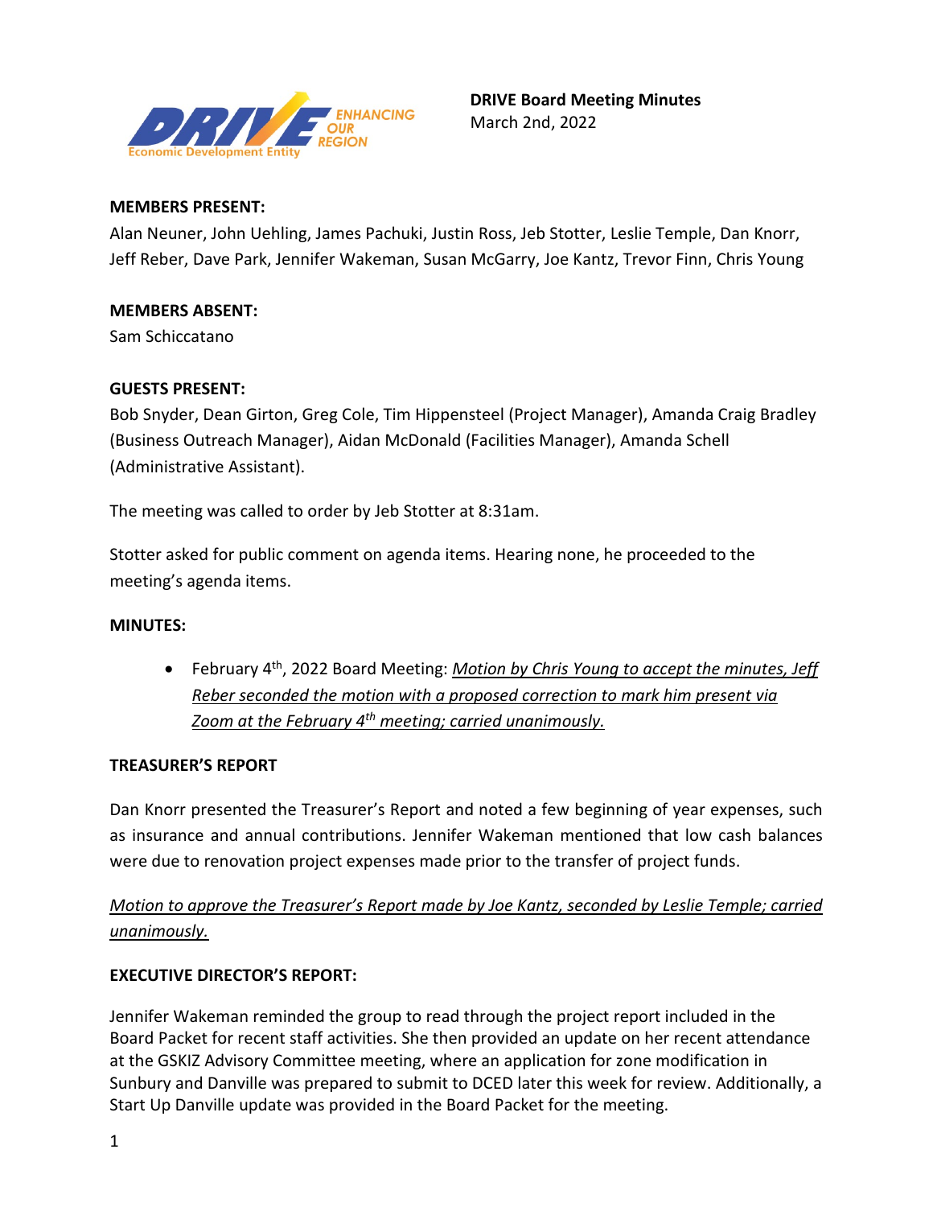**DRIVE Board Meeting Minutes**
March 2nd, 2022

**MEMBERS PRESENT:**
Alan Neuner, John Uehling, James Pachuki, Justin Ross, Jeb Stotter, Leslie Temple, Dan Knorr, Jeff Reber, Dave Park, Jennifer Wakeman, Susan McGarry, Joe Kantz, Trevor Finn, Chris Young

**MEMBERS ABSENT:**
Sam Schiccatano

**GUESTS PRESENT:**
Bob Snyder, Dean Girton, Greg Cole, Tim Hippensteel (Project Manager), Amanda Craig Bradley (Business Outreach Manager), Aidan McDonald (Facilities Manager), Amanda Schell (Administrative Assistant).

The meeting was called to order by Jeb Stotter at 8:31am.

Stotter asked for public comment on agenda items. Hearing none, he proceeded to the meeting's agenda items.

**MINUTES:**

- February 4th, 2022 Board Meeting: *Motion by Chris Young to accept the minutes, Jeff Reber seconded the motion with a proposed correction to mark him present via Zoom at the February 4th meeting; carried unanimously.*

**TREASURER'S REPORT**

Dan Knorr presented the Treasurer's Report and noted a few beginning of year expenses, such as insurance and annual contributions. Jennifer Wakeman mentioned that low cash balances were due to renovation project expenses made prior to the transfer of project funds.

*Motion to approve the Treasurer's Report made by Joe Kantz, seconded by Leslie Temple; carried unanimously.*

**EXECUTIVE DIRECTOR'S REPORT:**

Jennifer Wakeman reminded the group to read through the project report included in the Board Packet for recent staff activities. She then provided an update on her recent attendance at the GSKIZ Advisory Committee meeting, where an application for zone modification in Sunbury and Danville was prepared to submit to DCED later this week for review. Additionally, a Start Up Danville update was provided in the Board Packet for the meeting.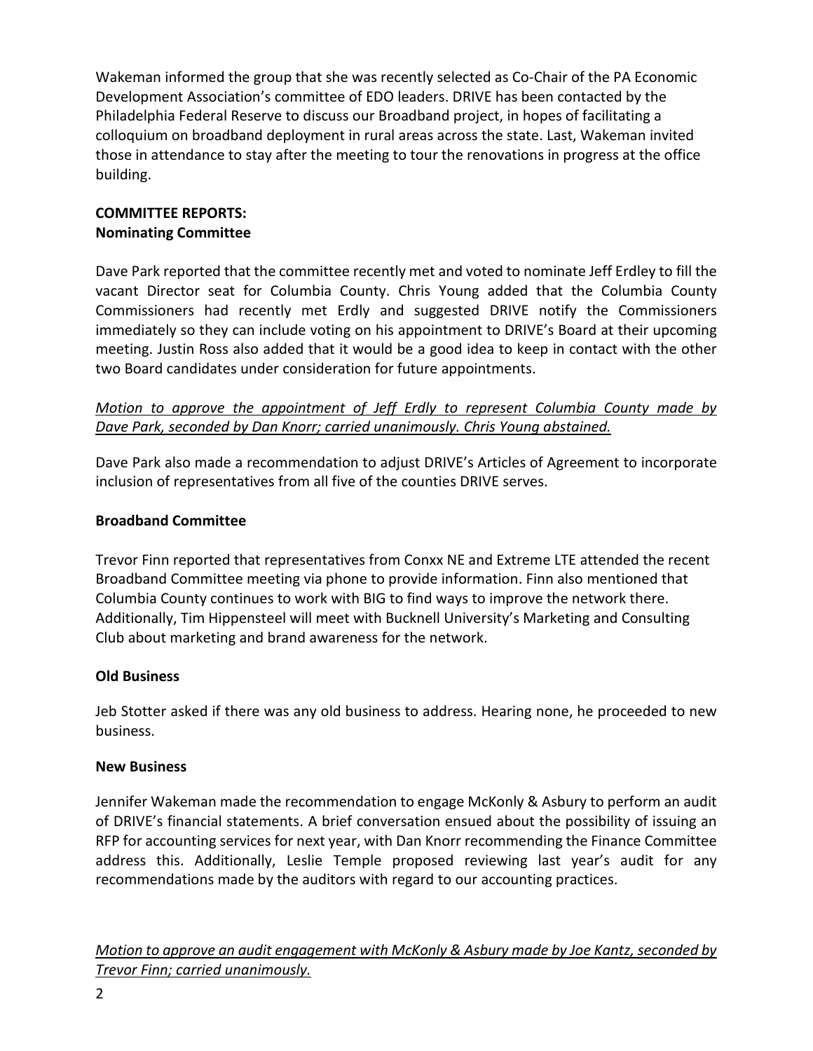Wakeman informed the group that she was recently selected as Co-Chair of the PA Economic Development Association's committee of EDO leaders. DRIVE has been contacted by the Philadelphia Federal Reserve to discuss our Broadband project, in hopes of facilitating a colloquium on broadband deployment in rural areas across the state. Last, Wakeman invited those in attendance to stay after the meeting to tour the renovations in progress at the office building.

**COMMITTEE REPORTS:**
**Nominating Committee**

Dave Park reported that the committee recently met and voted to nominate Jeff Erdley to fill the vacant Director seat for Columbia County. Chris Young added that the Columbia County Commissioners had recently met Erdly and suggested DRIVE notify the Commissioners immediately so they can include voting on his appointment to DRIVE's Board at their upcoming meeting. Justin Ross also added that it would be a good idea to keep in contact with the other two Board candidates under consideration for future appointments.

*Motion to approve the appointment of Jeff Erdly to represent Columbia County made by Dave Park, seconded by Dan Knorr; carried unanimously. Chris Young abstained.*

Dave Park also made a recommendation to adjust DRIVE's Articles of Agreement to incorporate inclusion of representatives from all five of the counties DRIVE serves.

**Broadband Committee**

Trevor Finn reported that representatives from Conxx NE and Extreme LTE attended the recent Broadband Committee meeting via phone to provide information. Finn also mentioned that Columbia County continues to work with BIG to find ways to improve the network there. Additionally, Tim Hippensteel will meet with Bucknell University's Marketing and Consulting Club about marketing and brand awareness for the network.

**Old Business**

Jeb Stotter asked if there was any old business to address. Hearing none, he proceeded to new business.

**New Business**

Jennifer Wakeman made the recommendation to engage McKonly & Asbury to perform an audit of DRIVE's financial statements. A brief conversation ensued about the possibility of issuing an RFP for accounting services for next year, with Dan Knorr recommending the Finance Committee address this. Additionally, Leslie Temple proposed reviewing last year's audit for any recommendations made by the auditors with regard to our accounting practices.

*Motion to approve an audit engagement with McKonly & Asbury made by Joe Kantz, seconded by Trevor Finn; carried unanimously.*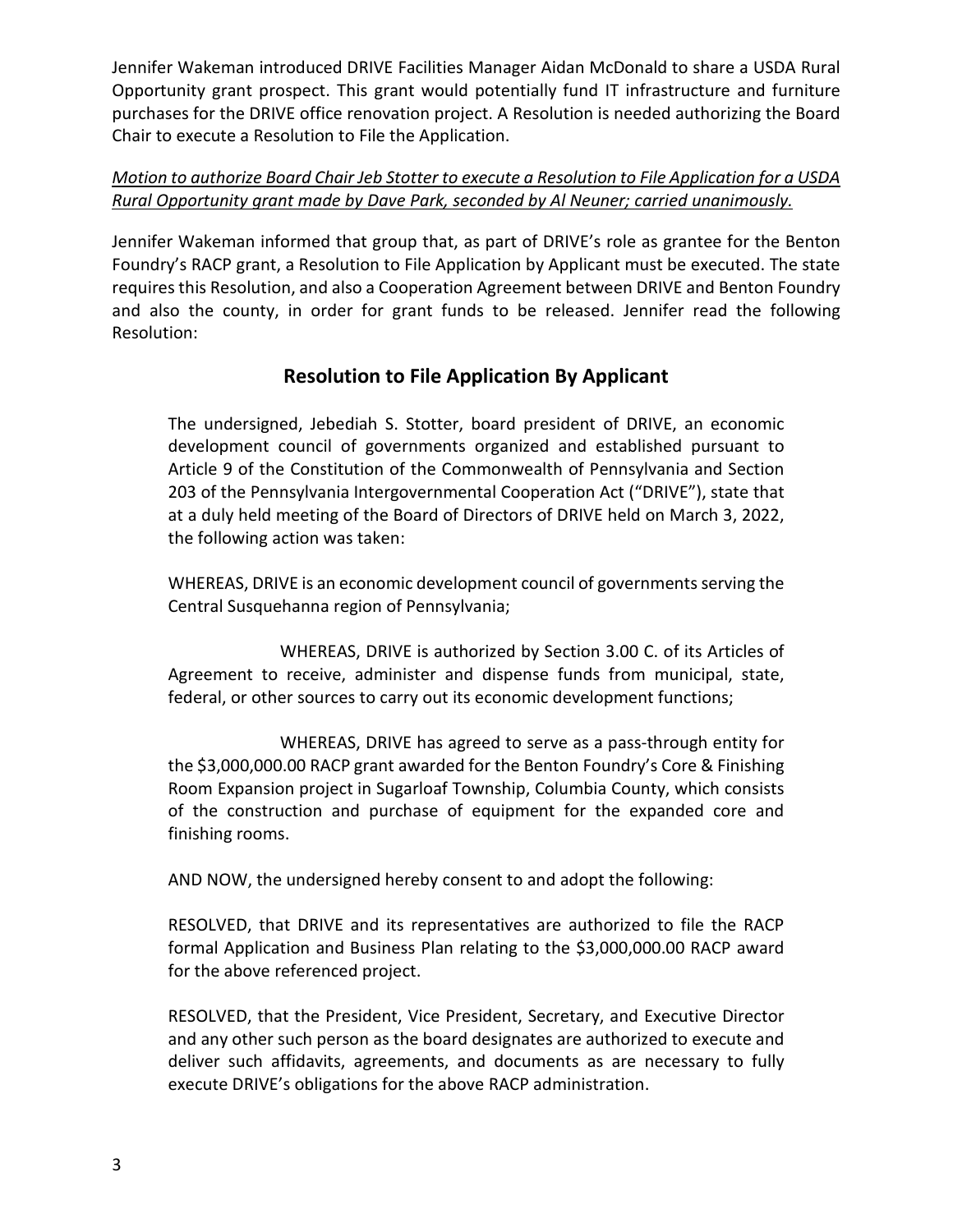Jennifer Wakeman introduced DRIVE Facilities Manager Aidan McDonald to share a USDA Rural Opportunity grant prospect. This grant would potentially fund IT infrastructure and furniture purchases for the DRIVE office renovation project. A Resolution is needed authorizing the Board Chair to execute a Resolution to File the Application.

*Motion to authorize Board Chair Jeb Stotter to execute a Resolution to File Application for a USDA Rural Opportunity grant made by Dave Park, seconded by Al Neuner; carried unanimously.*

Jennifer Wakeman informed that group that, as part of DRIVE's role as grantee for the Benton Foundry's RACP grant, a Resolution to File Application by Applicant must be executed. The state requires this Resolution, and also a Cooperation Agreement between DRIVE and Benton Foundry and also the county, in order for grant funds to be released. Jennifer read the following Resolution:

## Resolution to File Application By Applicant

The undersigned, Jebediah S. Stotter, board president of DRIVE, an economic development council of governments organized and established pursuant to Article 9 of the Constitution of the Commonwealth of Pennsylvania and Section 203 of the Pennsylvania Intergovernmental Cooperation Act ("DRIVE"), state that at a duly held meeting of the Board of Directors of DRIVE held on March 3, 2022, the following action was taken:

WHEREAS, DRIVE is an economic development council of governments serving the Central Susquehanna region of Pennsylvania;

WHEREAS, DRIVE is authorized by Section 3.00 C. of its Articles of Agreement to receive, administer and dispense funds from municipal, state, federal, or other sources to carry out its economic development functions;

WHEREAS, DRIVE has agreed to serve as a pass-through entity for the $3,000,000.00 RACP grant awarded for the Benton Foundry's Core & Finishing Room Expansion project in Sugarloaf Township, Columbia County, which consists of the construction and purchase of equipment for the expanded core and finishing rooms.

AND NOW, the undersigned hereby consent to and adopt the following:

RESOLVED, that DRIVE and its representatives are authorized to file the RACP formal Application and Business Plan relating to the $3,000,000.00 RACP award for the above referenced project.

RESOLVED, that the President, Vice President, Secretary, and Executive Director and any other such person as the board designates are authorized to execute and deliver such affidavits, agreements, and documents as are necessary to fully execute DRIVE's obligations for the above RACP administration.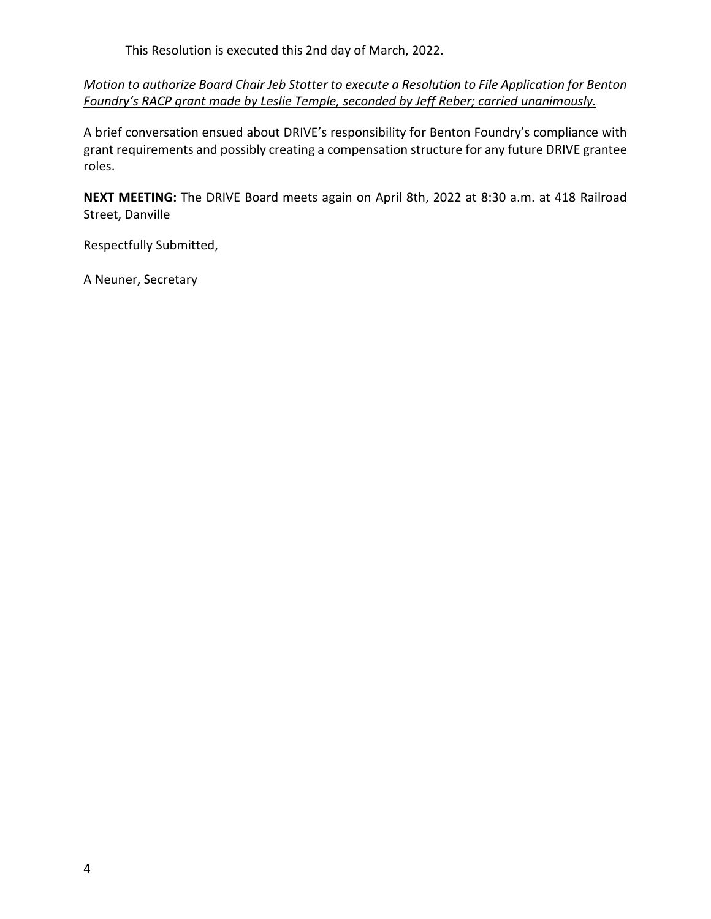This Resolution is executed this 2nd day of March, 2022.

*Motion to authorize Board Chair Jeb Stotter to execute a Resolution to File Application for Benton Foundry's RACP grant made by Leslie Temple, seconded by Jeff Reber; carried unanimously.*

A brief conversation ensued about DRIVE's responsibility for Benton Foundry's compliance with grant requirements and possibly creating a compensation structure for any future DRIVE grantee roles.

**NEXT MEETING:** The DRIVE Board meets again on April 8th, 2022 at 8:30 a.m. at 418 Railroad Street, Danville

Respectfully Submitted,

A Neuner, Secretary